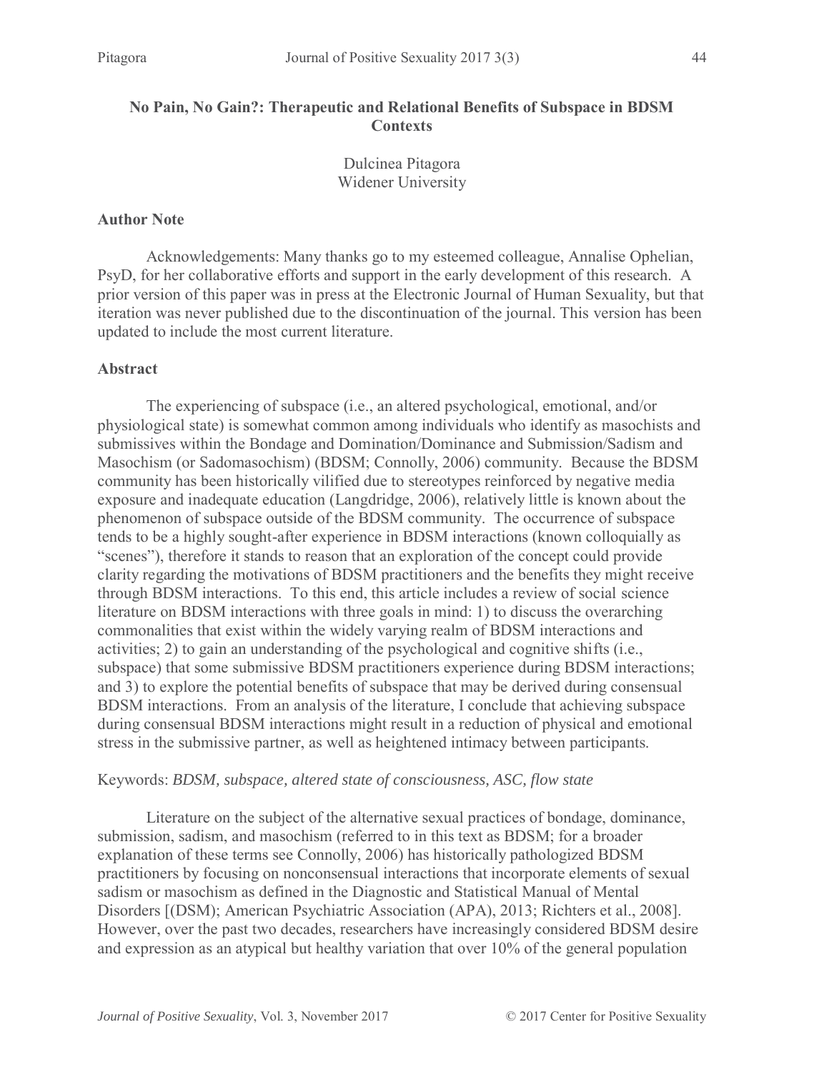# No Pain, No Gain?: Therapeutic and Relational Benefits of Subspace in BDSM Contexts

Dulcinea Pitagora
Widener University

## Author Note

Acknowledgements: Many thanks go to my esteemed colleague, Annalise Ophelian, PsyD, for her collaborative efforts and support in the early development of this research. A prior version of this paper was in press at the Electronic Journal of Human Sexuality, but that iteration was never published due to the discontinuation of the journal. This version has been updated to include the most current literature.

## Abstract

The experiencing of subspace (i.e., an altered psychological, emotional, and/or physiological state) is somewhat common among individuals who identify as masochists and submissives within the Bondage and Domination/Dominance and Submission/Sadism and Masochism (or Sadomasochism) (BDSM; Connolly, 2006) community. Because the BDSM community has been historically vilified due to stereotypes reinforced by negative media exposure and inadequate education (Langdridge, 2006), relatively little is known about the phenomenon of subspace outside of the BDSM community. The occurrence of subspace tends to be a highly sought-after experience in BDSM interactions (known colloquially as "scenes"), therefore it stands to reason that an exploration of the concept could provide clarity regarding the motivations of BDSM practitioners and the benefits they might receive through BDSM interactions. To this end, this article includes a review of social science literature on BDSM interactions with three goals in mind: 1) to discuss the overarching commonalities that exist within the widely varying realm of BDSM interactions and activities; 2) to gain an understanding of the psychological and cognitive shifts (i.e., subspace) that some submissive BDSM practitioners experience during BDSM interactions; and 3) to explore the potential benefits of subspace that may be derived during consensual BDSM interactions. From an analysis of the literature, I conclude that achieving subspace during consensual BDSM interactions might result in a reduction of physical and emotional stress in the submissive partner, as well as heightened intimacy between participants.

Keywords: *BDSM, subspace, altered state of consciousness, ASC, flow state*

Literature on the subject of the alternative sexual practices of bondage, dominance, submission, sadism, and masochism (referred to in this text as BDSM; for a broader explanation of these terms see Connolly, 2006) has historically pathologized BDSM practitioners by focusing on nonconsensual interactions that incorporate elements of sexual sadism or masochism as defined in the Diagnostic and Statistical Manual of Mental Disorders [(DSM); American Psychiatric Association (APA), 2013; Richters et al., 2008]. However, over the past two decades, researchers have increasingly considered BDSM desire and expression as an atypical but healthy variation that over 10% of the general population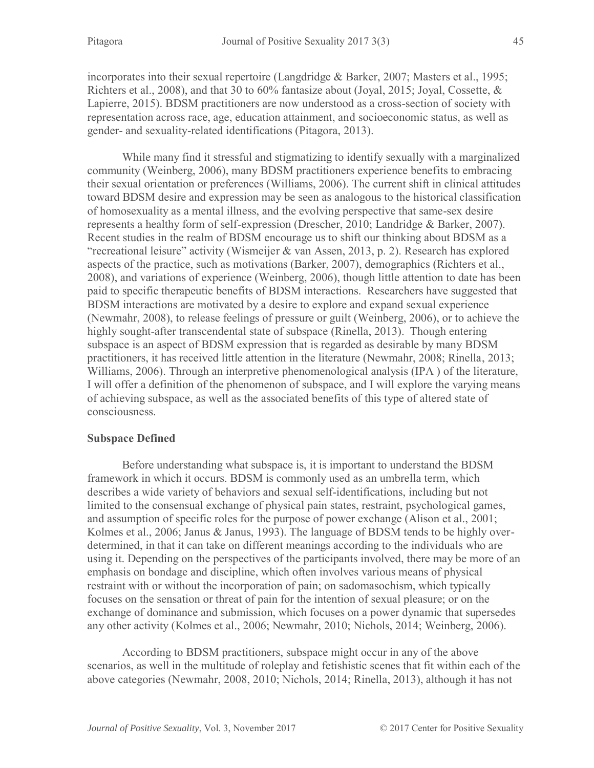incorporates into their sexual repertoire (Langdridge & Barker, 2007; Masters et al., 1995; Richters et al., 2008), and that 30 to 60% fantasize about (Joyal, 2015; Joyal, Cossette, & Lapierre, 2015). BDSM practitioners are now understood as a cross-section of society with representation across race, age, education attainment, and socioeconomic status, as well as gender- and sexuality-related identifications (Pitagora, 2013).

While many find it stressful and stigmatizing to identify sexually with a marginalized community (Weinberg, 2006), many BDSM practitioners experience benefits to embracing their sexual orientation or preferences (Williams, 2006). The current shift in clinical attitudes toward BDSM desire and expression may be seen as analogous to the historical classification of homosexuality as a mental illness, and the evolving perspective that same-sex desire represents a healthy form of self-expression (Drescher, 2010; Landridge & Barker, 2007). Recent studies in the realm of BDSM encourage us to shift our thinking about BDSM as a "recreational leisure" activity (Wismeijer & van Assen, 2013, p. 2). Research has explored aspects of the practice, such as motivations (Barker, 2007), demographics (Richters et al., 2008), and variations of experience (Weinberg, 2006), though little attention to date has been paid to specific therapeutic benefits of BDSM interactions. Researchers have suggested that BDSM interactions are motivated by a desire to explore and expand sexual experience (Newmahr, 2008), to release feelings of pressure or guilt (Weinberg, 2006), or to achieve the highly sought-after transcendental state of subspace (Rinella, 2013). Though entering subspace is an aspect of BDSM expression that is regarded as desirable by many BDSM practitioners, it has received little attention in the literature (Newmahr, 2008; Rinella, 2013; Williams, 2006). Through an interpretive phenomenological analysis (IPA ) of the literature, I will offer a definition of the phenomenon of subspace, and I will explore the varying means of achieving subspace, as well as the associated benefits of this type of altered state of consciousness.

## Subspace Defined

Before understanding what subspace is, it is important to understand the BDSM framework in which it occurs. BDSM is commonly used as an umbrella term, which describes a wide variety of behaviors and sexual self-identifications, including but not limited to the consensual exchange of physical pain states, restraint, psychological games, and assumption of specific roles for the purpose of power exchange (Alison et al., 2001; Kolmes et al., 2006; Janus & Janus, 1993). The language of BDSM tends to be highly over-determined, in that it can take on different meanings according to the individuals who are using it. Depending on the perspectives of the participants involved, there may be more of an emphasis on bondage and discipline, which often involves various means of physical restraint with or without the incorporation of pain; on sadomasochism, which typically focuses on the sensation or threat of pain for the intention of sexual pleasure; or on the exchange of dominance and submission, which focuses on a power dynamic that supersedes any other activity (Kolmes et al., 2006; Newmahr, 2010; Nichols, 2014; Weinberg, 2006).

According to BDSM practitioners, subspace might occur in any of the above scenarios, as well in the multitude of roleplay and fetishistic scenes that fit within each of the above categories (Newmahr, 2008, 2010; Nichols, 2014; Rinella, 2013), although it has not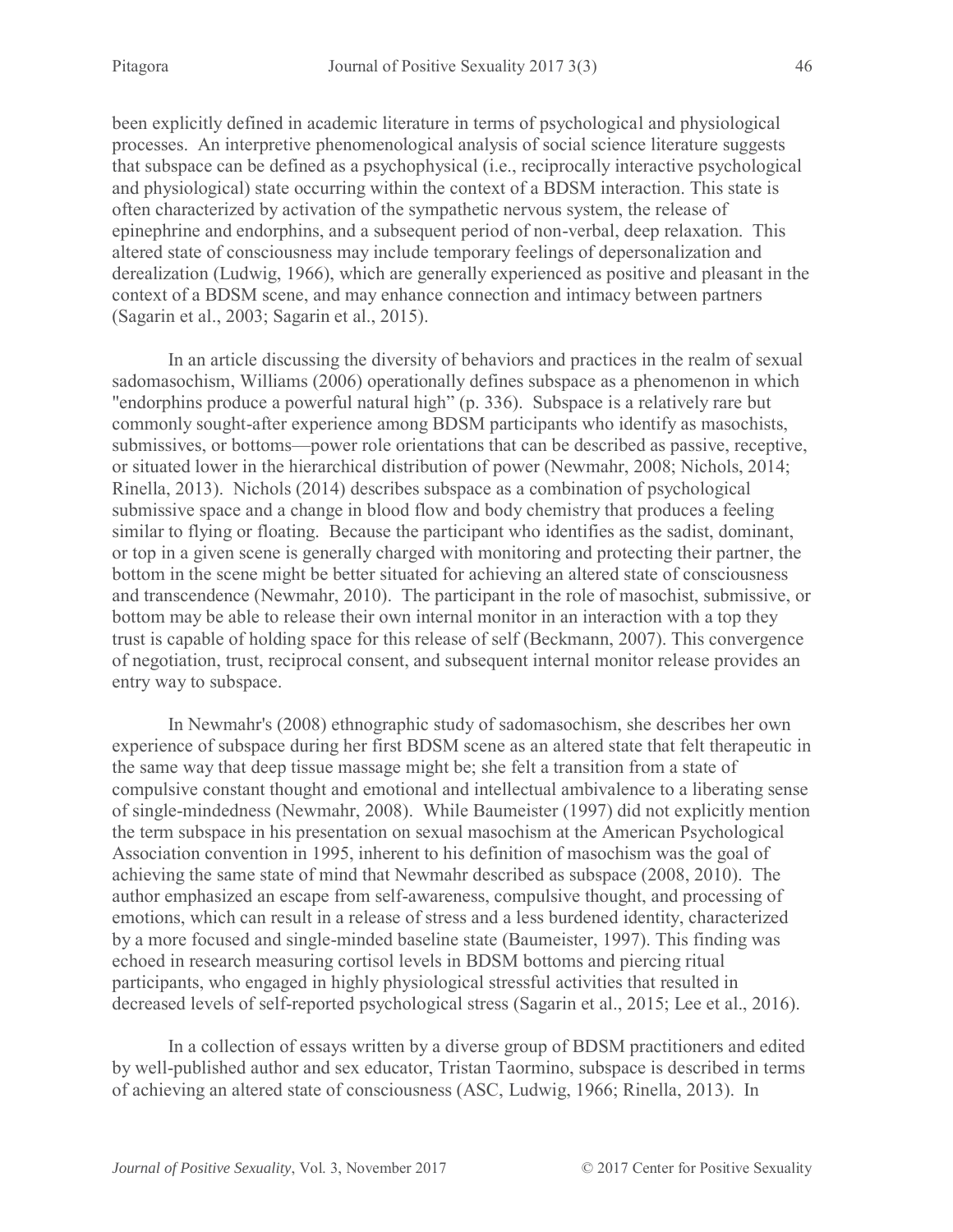been explicitly defined in academic literature in terms of psychological and physiological processes. An interpretive phenomenological analysis of social science literature suggests that subspace can be defined as a psychophysical (i.e., reciprocally interactive psychological and physiological) state occurring within the context of a BDSM interaction. This state is often characterized by activation of the sympathetic nervous system, the release of epinephrine and endorphins, and a subsequent period of non-verbal, deep relaxation. This altered state of consciousness may include temporary feelings of depersonalization and derealization (Ludwig, 1966), which are generally experienced as positive and pleasant in the context of a BDSM scene, and may enhance connection and intimacy between partners (Sagarin et al., 2003; Sagarin et al., 2015).

In an article discussing the diversity of behaviors and practices in the realm of sexual sadomasochism, Williams (2006) operationally defines subspace as a phenomenon in which "endorphins produce a powerful natural high" (p. 336). Subspace is a relatively rare but commonly sought-after experience among BDSM participants who identify as masochists, submissives, or bottoms—power role orientations that can be described as passive, receptive, or situated lower in the hierarchical distribution of power (Newmahr, 2008; Nichols, 2014; Rinella, 2013). Nichols (2014) describes subspace as a combination of psychological submissive space and a change in blood flow and body chemistry that produces a feeling similar to flying or floating. Because the participant who identifies as the sadist, dominant, or top in a given scene is generally charged with monitoring and protecting their partner, the bottom in the scene might be better situated for achieving an altered state of consciousness and transcendence (Newmahr, 2010). The participant in the role of masochist, submissive, or bottom may be able to release their own internal monitor in an interaction with a top they trust is capable of holding space for this release of self (Beckmann, 2007). This convergence of negotiation, trust, reciprocal consent, and subsequent internal monitor release provides an entry way to subspace.

In Newmahr's (2008) ethnographic study of sadomasochism, she describes her own experience of subspace during her first BDSM scene as an altered state that felt therapeutic in the same way that deep tissue massage might be; she felt a transition from a state of compulsive constant thought and emotional and intellectual ambivalence to a liberating sense of single-mindedness (Newmahr, 2008). While Baumeister (1997) did not explicitly mention the term subspace in his presentation on sexual masochism at the American Psychological Association convention in 1995, inherent to his definition of masochism was the goal of achieving the same state of mind that Newmahr described as subspace (2008, 2010). The author emphasized an escape from self-awareness, compulsive thought, and processing of emotions, which can result in a release of stress and a less burdened identity, characterized by a more focused and single-minded baseline state (Baumeister, 1997). This finding was echoed in research measuring cortisol levels in BDSM bottoms and piercing ritual participants, who engaged in highly physiological stressful activities that resulted in decreased levels of self-reported psychological stress (Sagarin et al., 2015; Lee et al., 2016).

In a collection of essays written by a diverse group of BDSM practitioners and edited by well-published author and sex educator, Tristan Taormino, subspace is described in terms of achieving an altered state of consciousness (ASC, Ludwig, 1966; Rinella, 2013). In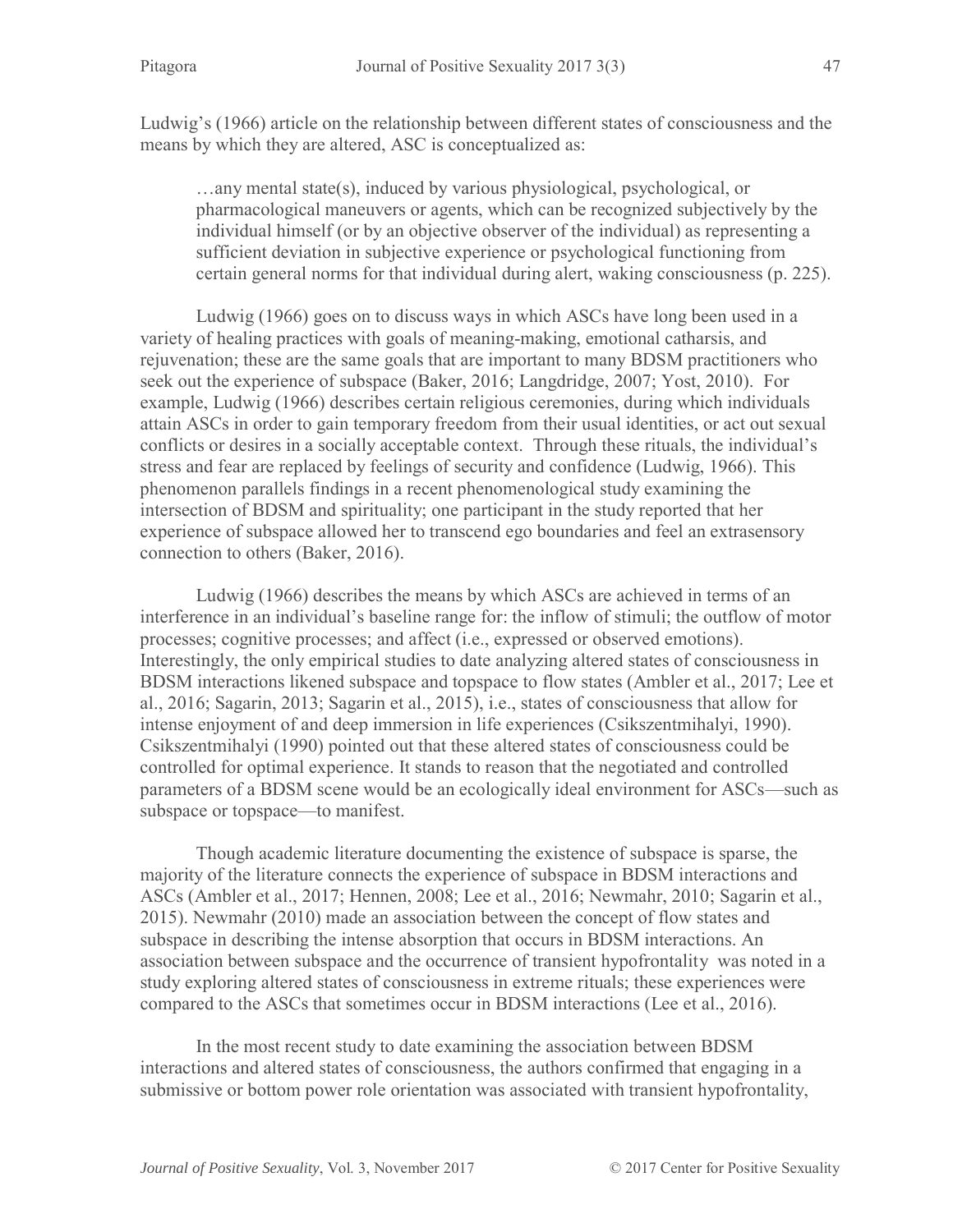Ludwig's (1966) article on the relationship between different states of consciousness and the means by which they are altered, ASC is conceptualized as:

> …any mental state(s), induced by various physiological, psychological, or pharmacological maneuvers or agents, which can be recognized subjectively by the individual himself (or by an objective observer of the individual) as representing a sufficient deviation in subjective experience or psychological functioning from certain general norms for that individual during alert, waking consciousness (p. 225).

Ludwig (1966) goes on to discuss ways in which ASCs have long been used in a variety of healing practices with goals of meaning-making, emotional catharsis, and rejuvenation; these are the same goals that are important to many BDSM practitioners who seek out the experience of subspace (Baker, 2016; Langdridge, 2007; Yost, 2010). For example, Ludwig (1966) describes certain religious ceremonies, during which individuals attain ASCs in order to gain temporary freedom from their usual identities, or act out sexual conflicts or desires in a socially acceptable context. Through these rituals, the individual's stress and fear are replaced by feelings of security and confidence (Ludwig, 1966). This phenomenon parallels findings in a recent phenomenological study examining the intersection of BDSM and spirituality; one participant in the study reported that her experience of subspace allowed her to transcend ego boundaries and feel an extrasensory connection to others (Baker, 2016).

Ludwig (1966) describes the means by which ASCs are achieved in terms of an interference in an individual's baseline range for: the inflow of stimuli; the outflow of motor processes; cognitive processes; and affect (i.e., expressed or observed emotions). Interestingly, the only empirical studies to date analyzing altered states of consciousness in BDSM interactions likened subspace and topspace to flow states (Ambler et al., 2017; Lee et al., 2016; Sagarin, 2013; Sagarin et al., 2015), i.e., states of consciousness that allow for intense enjoyment of and deep immersion in life experiences (Csikszentmihalyi, 1990). Csikszentmihalyi (1990) pointed out that these altered states of consciousness could be controlled for optimal experience. It stands to reason that the negotiated and controlled parameters of a BDSM scene would be an ecologically ideal environment for ASCs—such as subspace or topspace—to manifest.

Though academic literature documenting the existence of subspace is sparse, the majority of the literature connects the experience of subspace in BDSM interactions and ASCs (Ambler et al., 2017; Hennen, 2008; Lee et al., 2016; Newmahr, 2010; Sagarin et al., 2015). Newmahr (2010) made an association between the concept of flow states and subspace in describing the intense absorption that occurs in BDSM interactions. An association between subspace and the occurrence of transient hypofrontality was noted in a study exploring altered states of consciousness in extreme rituals; these experiences were compared to the ASCs that sometimes occur in BDSM interactions (Lee et al., 2016).

In the most recent study to date examining the association between BDSM interactions and altered states of consciousness, the authors confirmed that engaging in a submissive or bottom power role orientation was associated with transient hypofrontality,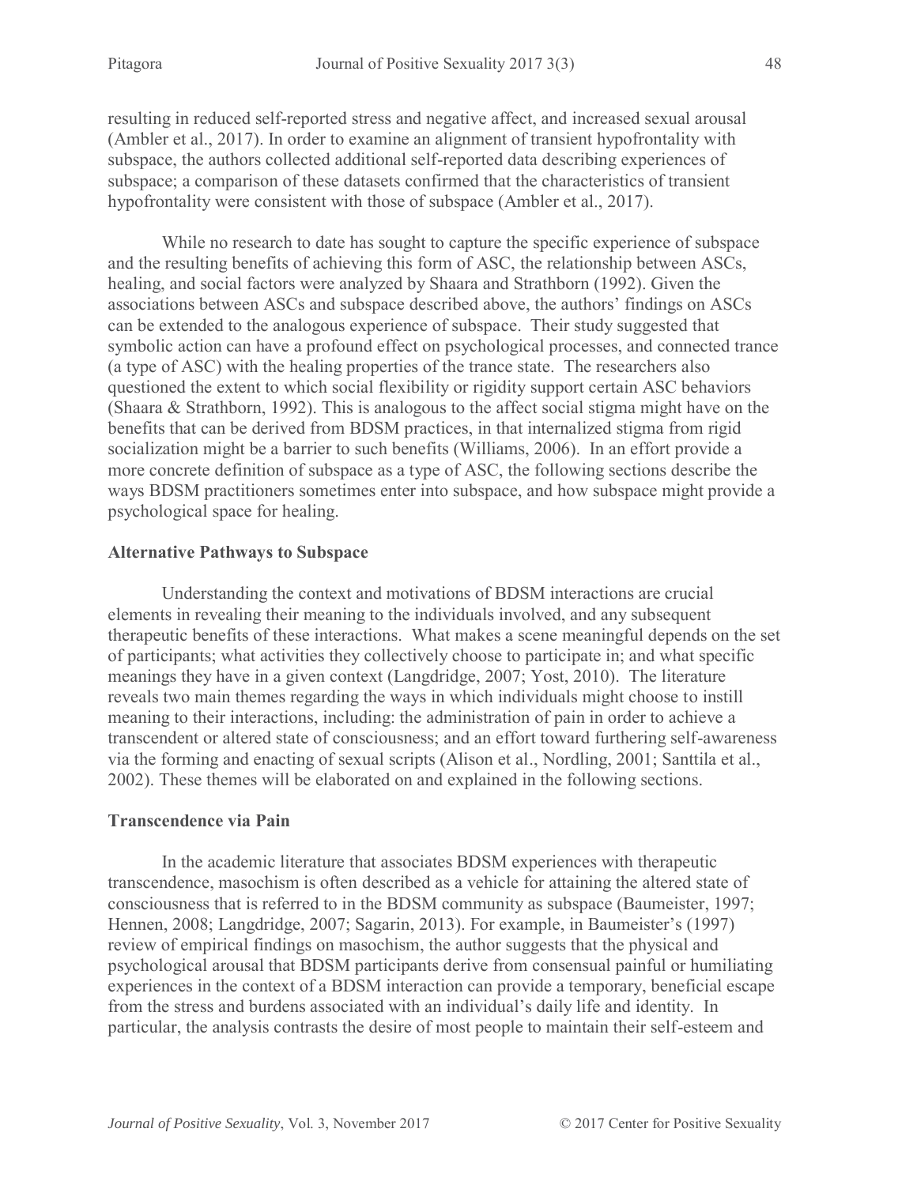resulting in reduced self-reported stress and negative affect, and increased sexual arousal (Ambler et al., 2017). In order to examine an alignment of transient hypofrontality with subspace, the authors collected additional self-reported data describing experiences of subspace; a comparison of these datasets confirmed that the characteristics of transient hypofrontality were consistent with those of subspace (Ambler et al., 2017).

While no research to date has sought to capture the specific experience of subspace and the resulting benefits of achieving this form of ASC, the relationship between ASCs, healing, and social factors were analyzed by Shaara and Strathborn (1992). Given the associations between ASCs and subspace described above, the authors' findings on ASCs can be extended to the analogous experience of subspace. Their study suggested that symbolic action can have a profound effect on psychological processes, and connected trance (a type of ASC) with the healing properties of the trance state. The researchers also questioned the extent to which social flexibility or rigidity support certain ASC behaviors (Shaara & Strathborn, 1992). This is analogous to the affect social stigma might have on the benefits that can be derived from BDSM practices, in that internalized stigma from rigid socialization might be a barrier to such benefits (Williams, 2006). In an effort provide a more concrete definition of subspace as a type of ASC, the following sections describe the ways BDSM practitioners sometimes enter into subspace, and how subspace might provide a psychological space for healing.

## Alternative Pathways to Subspace

Understanding the context and motivations of BDSM interactions are crucial elements in revealing their meaning to the individuals involved, and any subsequent therapeutic benefits of these interactions. What makes a scene meaningful depends on the set of participants; what activities they collectively choose to participate in; and what specific meanings they have in a given context (Langdridge, 2007; Yost, 2010). The literature reveals two main themes regarding the ways in which individuals might choose to instill meaning to their interactions, including: the administration of pain in order to achieve a transcendent or altered state of consciousness; and an effort toward furthering self-awareness via the forming and enacting of sexual scripts (Alison et al., Nordling, 2001; Santtila et al., 2002). These themes will be elaborated on and explained in the following sections.

## Transcendence via Pain

In the academic literature that associates BDSM experiences with therapeutic transcendence, masochism is often described as a vehicle for attaining the altered state of consciousness that is referred to in the BDSM community as subspace (Baumeister, 1997; Hennen, 2008; Langdridge, 2007; Sagarin, 2013). For example, in Baumeister's (1997) review of empirical findings on masochism, the author suggests that the physical and psychological arousal that BDSM participants derive from consensual painful or humiliating experiences in the context of a BDSM interaction can provide a temporary, beneficial escape from the stress and burdens associated with an individual's daily life and identity. In particular, the analysis contrasts the desire of most people to maintain their self-esteem and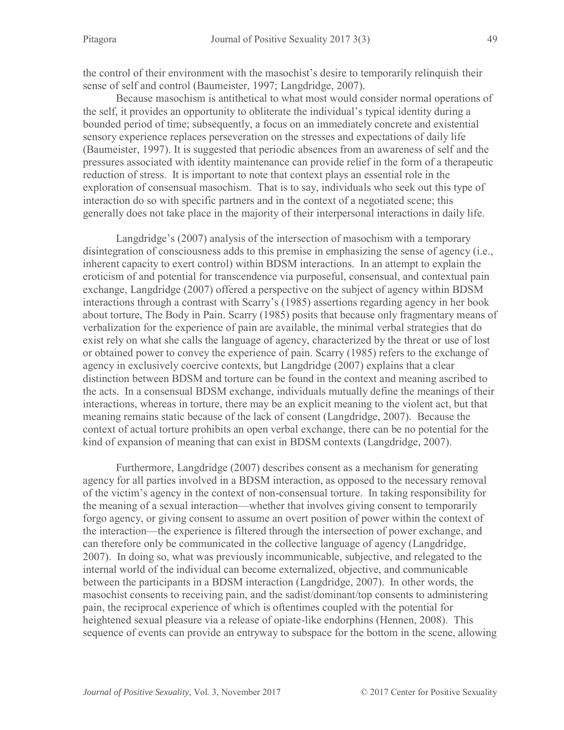the control of their environment with the masochist's desire to temporarily relinquish their sense of self and control (Baumeister, 1997; Langdridge, 2007).

Because masochism is antithetical to what most would consider normal operations of the self, it provides an opportunity to obliterate the individual's typical identity during a bounded period of time; subsequently, a focus on an immediately concrete and existential sensory experience replaces perseveration on the stresses and expectations of daily life (Baumeister, 1997). It is suggested that periodic absences from an awareness of self and the pressures associated with identity maintenance can provide relief in the form of a therapeutic reduction of stress. It is important to note that context plays an essential role in the exploration of consensual masochism. That is to say, individuals who seek out this type of interaction do so with specific partners and in the context of a negotiated scene; this generally does not take place in the majority of their interpersonal interactions in daily life.

Langdridge's (2007) analysis of the intersection of masochism with a temporary disintegration of consciousness adds to this premise in emphasizing the sense of agency (i.e., inherent capacity to exert control) within BDSM interactions. In an attempt to explain the eroticism of and potential for transcendence via purposeful, consensual, and contextual pain exchange, Langdridge (2007) offered a perspective on the subject of agency within BDSM interactions through a contrast with Scarry's (1985) assertions regarding agency in her book about torture, The Body in Pain. Scarry (1985) posits that because only fragmentary means of verbalization for the experience of pain are available, the minimal verbal strategies that do exist rely on what she calls the language of agency, characterized by the threat or use of lost or obtained power to convey the experience of pain. Scarry (1985) refers to the exchange of agency in exclusively coercive contexts, but Langdridge (2007) explains that a clear distinction between BDSM and torture can be found in the context and meaning ascribed to the acts. In a consensual BDSM exchange, individuals mutually define the meanings of their interactions, whereas in torture, there may be an explicit meaning to the violent act, but that meaning remains static because of the lack of consent (Langdridge, 2007). Because the context of actual torture prohibits an open verbal exchange, there can be no potential for the kind of expansion of meaning that can exist in BDSM contexts (Langdridge, 2007).

Furthermore, Langdridge (2007) describes consent as a mechanism for generating agency for all parties involved in a BDSM interaction, as opposed to the necessary removal of the victim's agency in the context of non-consensual torture. In taking responsibility for the meaning of a sexual interaction—whether that involves giving consent to temporarily forgo agency, or giving consent to assume an overt position of power within the context of the interaction—the experience is filtered through the intersection of power exchange, and can therefore only be communicated in the collective language of agency (Langdridge, 2007). In doing so, what was previously incommunicable, subjective, and relegated to the internal world of the individual can become externalized, objective, and communicable between the participants in a BDSM interaction (Langdridge, 2007). In other words, the masochist consents to receiving pain, and the sadist/dominant/top consents to administering pain, the reciprocal experience of which is oftentimes coupled with the potential for heightened sexual pleasure via a release of opiate-like endorphins (Hennen, 2008). This sequence of events can provide an entryway to subspace for the bottom in the scene, allowing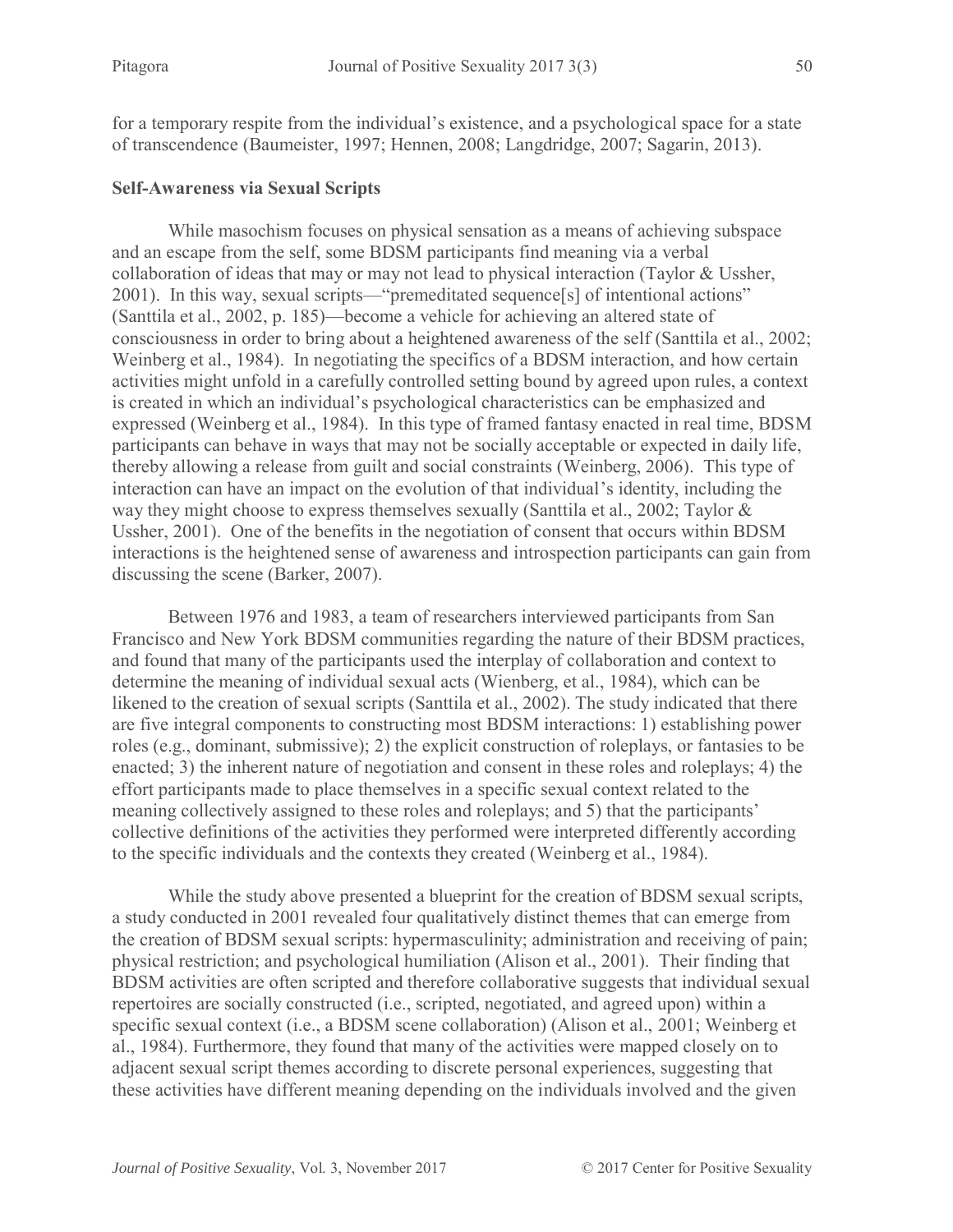for a temporary respite from the individual's existence, and a psychological space for a state of transcendence (Baumeister, 1997; Hennen, 2008; Langdridge, 2007; Sagarin, 2013).

**Self-Awareness via Sexual Scripts**

While masochism focuses on physical sensation as a means of achieving subspace and an escape from the self, some BDSM participants find meaning via a verbal collaboration of ideas that may or may not lead to physical interaction (Taylor & Ussher, 2001). In this way, sexual scripts—"premeditated sequence[s] of intentional actions" (Santtila et al., 2002, p. 185)—become a vehicle for achieving an altered state of consciousness in order to bring about a heightened awareness of the self (Santtila et al., 2002; Weinberg et al., 1984). In negotiating the specifics of a BDSM interaction, and how certain activities might unfold in a carefully controlled setting bound by agreed upon rules, a context is created in which an individual's psychological characteristics can be emphasized and expressed (Weinberg et al., 1984). In this type of framed fantasy enacted in real time, BDSM participants can behave in ways that may not be socially acceptable or expected in daily life, thereby allowing a release from guilt and social constraints (Weinberg, 2006). This type of interaction can have an impact on the evolution of that individual's identity, including the way they might choose to express themselves sexually (Santtila et al., 2002; Taylor & Ussher, 2001). One of the benefits in the negotiation of consent that occurs within BDSM interactions is the heightened sense of awareness and introspection participants can gain from discussing the scene (Barker, 2007).

Between 1976 and 1983, a team of researchers interviewed participants from San Francisco and New York BDSM communities regarding the nature of their BDSM practices, and found that many of the participants used the interplay of collaboration and context to determine the meaning of individual sexual acts (Wienberg, et al., 1984), which can be likened to the creation of sexual scripts (Santtila et al., 2002). The study indicated that there are five integral components to constructing most BDSM interactions: 1) establishing power roles (e.g., dominant, submissive); 2) the explicit construction of roleplays, or fantasies to be enacted; 3) the inherent nature of negotiation and consent in these roles and roleplays; 4) the effort participants made to place themselves in a specific sexual context related to the meaning collectively assigned to these roles and roleplays; and 5) that the participants' collective definitions of the activities they performed were interpreted differently according to the specific individuals and the contexts they created (Weinberg et al., 1984).

While the study above presented a blueprint for the creation of BDSM sexual scripts, a study conducted in 2001 revealed four qualitatively distinct themes that can emerge from the creation of BDSM sexual scripts: hypermasculinity; administration and receiving of pain; physical restriction; and psychological humiliation (Alison et al., 2001). Their finding that BDSM activities are often scripted and therefore collaborative suggests that individual sexual repertoires are socially constructed (i.e., scripted, negotiated, and agreed upon) within a specific sexual context (i.e., a BDSM scene collaboration) (Alison et al., 2001; Weinberg et al., 1984). Furthermore, they found that many of the activities were mapped closely on to adjacent sexual script themes according to discrete personal experiences, suggesting that these activities have different meaning depending on the individuals involved and the given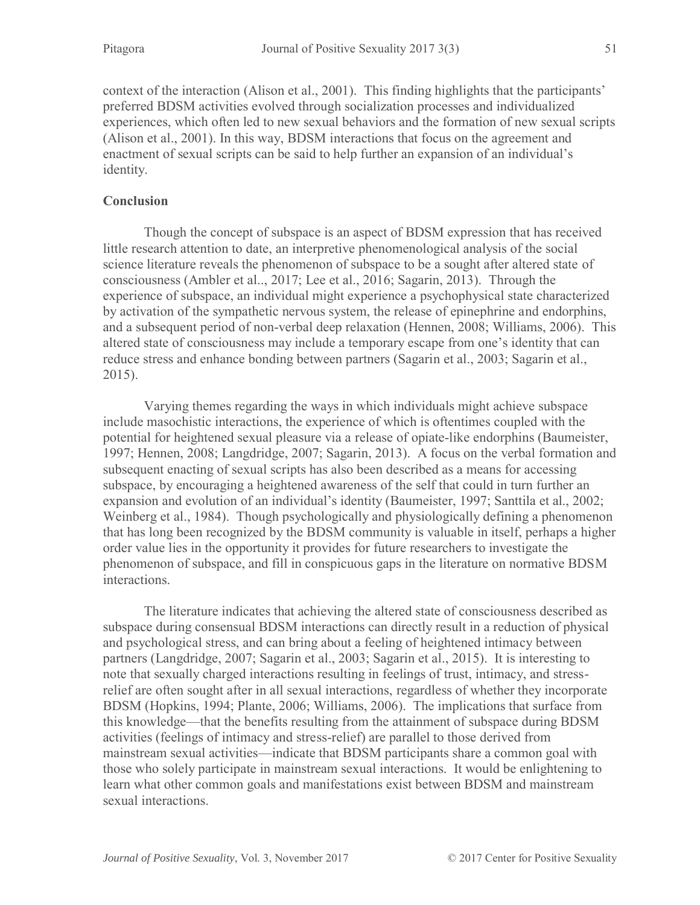context of the interaction (Alison et al., 2001). This finding highlights that the participants' preferred BDSM activities evolved through socialization processes and individualized experiences, which often led to new sexual behaviors and the formation of new sexual scripts (Alison et al., 2001). In this way, BDSM interactions that focus on the agreement and enactment of sexual scripts can be said to help further an expansion of an individual's identity.

## Conclusion

Though the concept of subspace is an aspect of BDSM expression that has received little research attention to date, an interpretive phenomenological analysis of the social science literature reveals the phenomenon of subspace to be a sought after altered state of consciousness (Ambler et al.., 2017; Lee et al., 2016; Sagarin, 2013). Through the experience of subspace, an individual might experience a psychophysical state characterized by activation of the sympathetic nervous system, the release of epinephrine and endorphins, and a subsequent period of non-verbal deep relaxation (Hennen, 2008; Williams, 2006). This altered state of consciousness may include a temporary escape from one's identity that can reduce stress and enhance bonding between partners (Sagarin et al., 2003; Sagarin et al., 2015).

Varying themes regarding the ways in which individuals might achieve subspace include masochistic interactions, the experience of which is oftentimes coupled with the potential for heightened sexual pleasure via a release of opiate-like endorphins (Baumeister, 1997; Hennen, 2008; Langdridge, 2007; Sagarin, 2013). A focus on the verbal formation and subsequent enacting of sexual scripts has also been described as a means for accessing subspace, by encouraging a heightened awareness of the self that could in turn further an expansion and evolution of an individual's identity (Baumeister, 1997; Santtila et al., 2002; Weinberg et al., 1984). Though psychologically and physiologically defining a phenomenon that has long been recognized by the BDSM community is valuable in itself, perhaps a higher order value lies in the opportunity it provides for future researchers to investigate the phenomenon of subspace, and fill in conspicuous gaps in the literature on normative BDSM interactions.

The literature indicates that achieving the altered state of consciousness described as subspace during consensual BDSM interactions can directly result in a reduction of physical and psychological stress, and can bring about a feeling of heightened intimacy between partners (Langdridge, 2007; Sagarin et al., 2003; Sagarin et al., 2015). It is interesting to note that sexually charged interactions resulting in feelings of trust, intimacy, and stress-relief are often sought after in all sexual interactions, regardless of whether they incorporate BDSM (Hopkins, 1994; Plante, 2006; Williams, 2006). The implications that surface from this knowledge—that the benefits resulting from the attainment of subspace during BDSM activities (feelings of intimacy and stress-relief) are parallel to those derived from mainstream sexual activities—indicate that BDSM participants share a common goal with those who solely participate in mainstream sexual interactions. It would be enlightening to learn what other common goals and manifestations exist between BDSM and mainstream sexual interactions.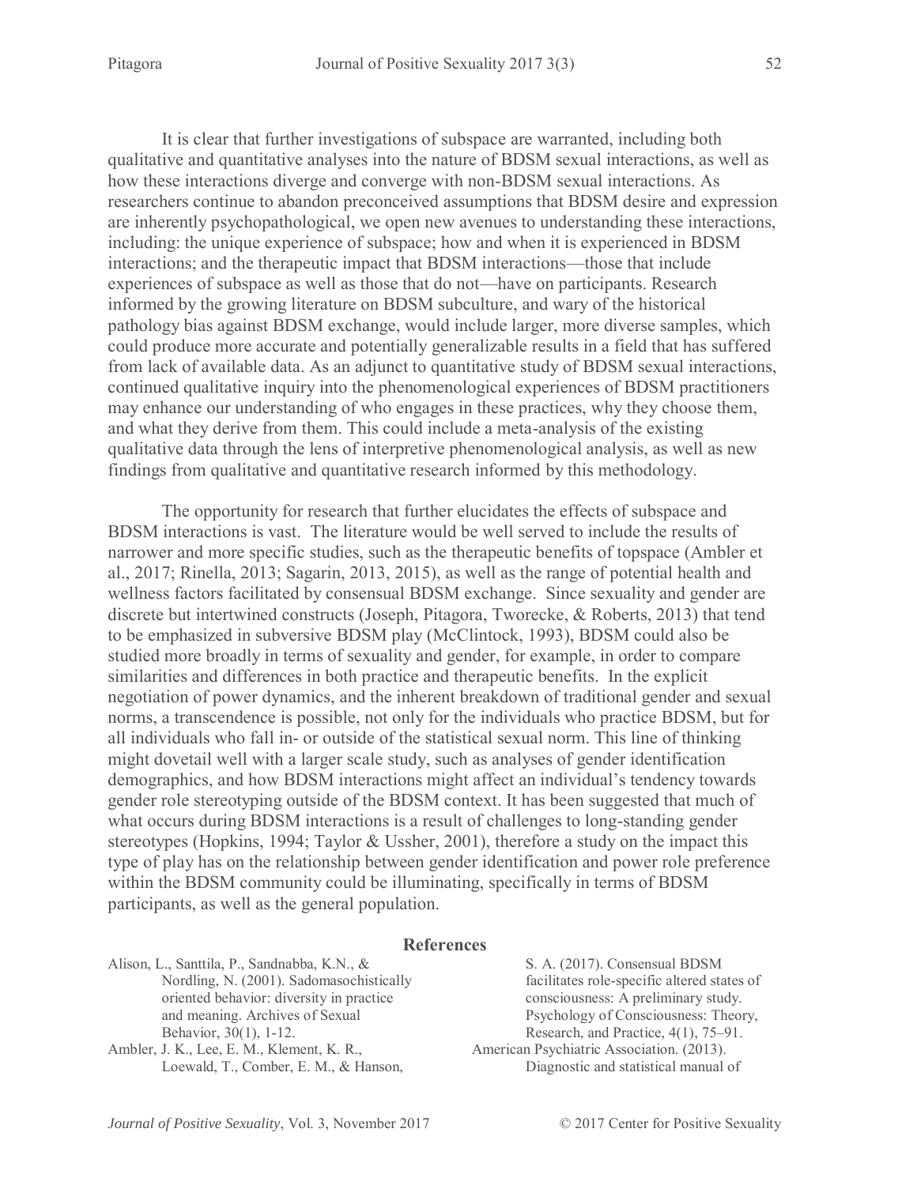It is clear that further investigations of subspace are warranted, including both qualitative and quantitative analyses into the nature of BDSM sexual interactions, as well as how these interactions diverge and converge with non-BDSM sexual interactions. As researchers continue to abandon preconceived assumptions that BDSM desire and expression are inherently psychopathological, we open new avenues to understanding these interactions, including: the unique experience of subspace; how and when it is experienced in BDSM interactions; and the therapeutic impact that BDSM interactions—those that include experiences of subspace as well as those that do not—have on participants. Research informed by the growing literature on BDSM subculture, and wary of the historical pathology bias against BDSM exchange, would include larger, more diverse samples, which could produce more accurate and potentially generalizable results in a field that has suffered from lack of available data. As an adjunct to quantitative study of BDSM sexual interactions, continued qualitative inquiry into the phenomenological experiences of BDSM practitioners may enhance our understanding of who engages in these practices, why they choose them, and what they derive from them. This could include a meta-analysis of the existing qualitative data through the lens of interpretive phenomenological analysis, as well as new findings from qualitative and quantitative research informed by this methodology.

The opportunity for research that further elucidates the effects of subspace and BDSM interactions is vast. The literature would be well served to include the results of narrower and more specific studies, such as the therapeutic benefits of topspace (Ambler et al., 2017; Rinella, 2013; Sagarin, 2013, 2015), as well as the range of potential health and wellness factors facilitated by consensual BDSM exchange. Since sexuality and gender are discrete but intertwined constructs (Joseph, Pitagora, Tworecke, & Roberts, 2013) that tend to be emphasized in subversive BDSM play (McClintock, 1993), BDSM could also be studied more broadly in terms of sexuality and gender, for example, in order to compare similarities and differences in both practice and therapeutic benefits. In the explicit negotiation of power dynamics, and the inherent breakdown of traditional gender and sexual norms, a transcendence is possible, not only for the individuals who practice BDSM, but for all individuals who fall in- or outside of the statistical sexual norm. This line of thinking might dovetail well with a larger scale study, such as analyses of gender identification demographics, and how BDSM interactions might affect an individual's tendency towards gender role stereotyping outside of the BDSM context. It has been suggested that much of what occurs during BDSM interactions is a result of challenges to long-standing gender stereotypes (Hopkins, 1994; Taylor & Ussher, 2001), therefore a study on the impact this type of play has on the relationship between gender identification and power role preference within the BDSM community could be illuminating, specifically in terms of BDSM participants, as well as the general population.

## References

Alison, L., Santtila, P., Sandnabba, K.N., & Nordling, N. (2001). Sadomasochistically oriented behavior: diversity in practice and meaning. Archives of Sexual Behavior, 30(1), 1-12.

Ambler, J. K., Lee, E. M., Klement, K. R., Loewald, T., Comber, E. M., & Hanson, S. A. (2017). Consensual BDSM facilitates role-specific altered states of consciousness: A preliminary study. Psychology of Consciousness: Theory, Research, and Practice, 4(1), 75–91.

American Psychiatric Association. (2013). Diagnostic and statistical manual of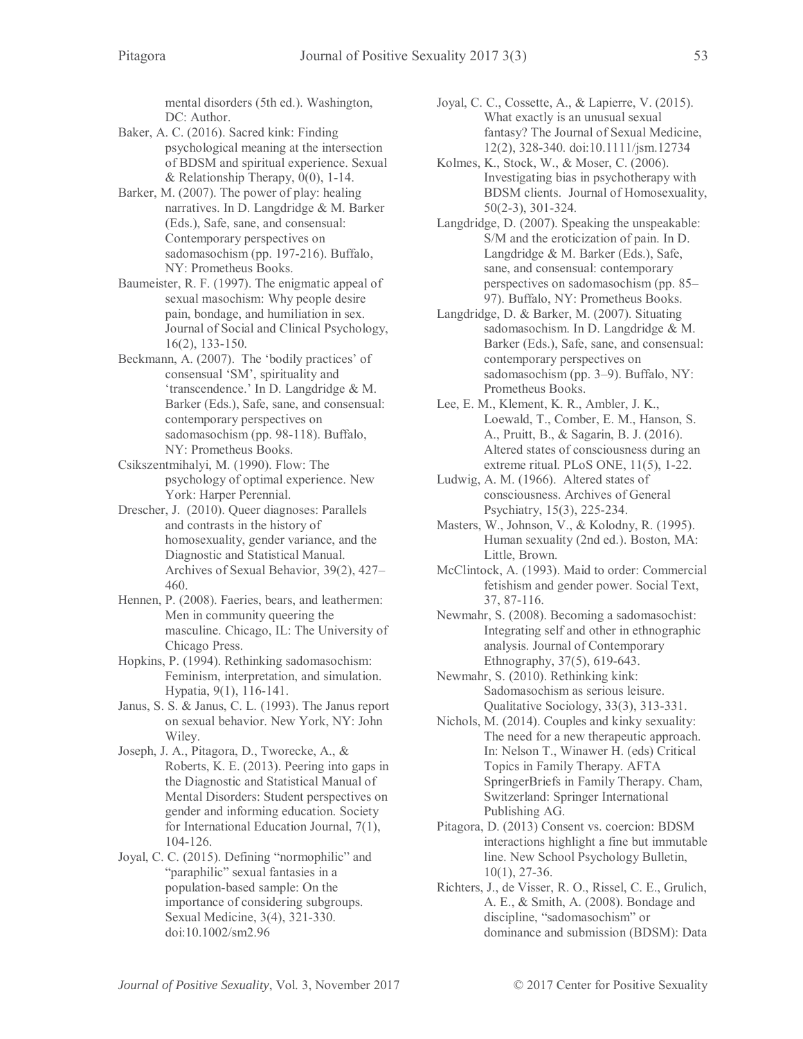mental disorders (5th ed.). Washington, DC: Author.

Baker, A. C. (2016). Sacred kink: Finding psychological meaning at the intersection of BDSM and spiritual experience. Sexual & Relationship Therapy, 0(0), 1-14.

Barker, M. (2007). The power of play: healing narratives. In D. Langdridge & M. Barker (Eds.), Safe, sane, and consensual: Contemporary perspectives on sadomasochism (pp. 197-216). Buffalo, NY: Prometheus Books.

Baumeister, R. F. (1997). The enigmatic appeal of sexual masochism: Why people desire pain, bondage, and humiliation in sex. Journal of Social and Clinical Psychology, 16(2), 133-150.

Beckmann, A. (2007). The 'bodily practices' of consensual 'SM', spirituality and 'transcendence.' In D. Langdridge & M. Barker (Eds.), Safe, sane, and consensual: contemporary perspectives on sadomasochism (pp. 98-118). Buffalo, NY: Prometheus Books.

Csikszentmihalyi, M. (1990). Flow: The psychology of optimal experience. New York: Harper Perennial.

Drescher, J. (2010). Queer diagnoses: Parallels and contrasts in the history of homosexuality, gender variance, and the Diagnostic and Statistical Manual. Archives of Sexual Behavior, 39(2), 427–460.

Hennen, P. (2008). Faeries, bears, and leathermen: Men in community queering the masculine. Chicago, IL: The University of Chicago Press.

Hopkins, P. (1994). Rethinking sadomasochism: Feminism, interpretation, and simulation. Hypatia, 9(1), 116-141.

Janus, S. S. & Janus, C. L. (1993). The Janus report on sexual behavior. New York, NY: John Wiley.

Joseph, J. A., Pitagora, D., Tworecke, A., & Roberts, K. E. (2013). Peering into gaps in the Diagnostic and Statistical Manual of Mental Disorders: Student perspectives on gender and informing education. Society for International Education Journal, 7(1), 104-126.

Joyal, C. C. (2015). Defining "normophilic" and "paraphilic" sexual fantasies in a population-based sample: On the importance of considering subgroups. Sexual Medicine, 3(4), 321-330. doi:10.1002/sm2.96

Joyal, C. C., Cossette, A., & Lapierre, V. (2015). What exactly is an unusual sexual fantasy? The Journal of Sexual Medicine, 12(2), 328-340. doi:10.1111/jsm.12734

Kolmes, K., Stock, W., & Moser, C. (2006). Investigating bias in psychotherapy with BDSM clients. Journal of Homosexuality, 50(2-3), 301-324.

Langdridge, D. (2007). Speaking the unspeakable: S/M and the eroticization of pain. In D. Langdridge & M. Barker (Eds.), Safe, sane, and consensual: contemporary perspectives on sadomasochism (pp. 85–97). Buffalo, NY: Prometheus Books.

Langdridge, D. & Barker, M. (2007). Situating sadomasochism. In D. Langdridge & M. Barker (Eds.), Safe, sane, and consensual: contemporary perspectives on sadomasochism (pp. 3–9). Buffalo, NY: Prometheus Books.

Lee, E. M., Klement, K. R., Ambler, J. K., Loewald, T., Comber, E. M., Hanson, S. A., Pruitt, B., & Sagarin, B. J. (2016). Altered states of consciousness during an extreme ritual. PLoS ONE, 11(5), 1-22.

Ludwig, A. M. (1966). Altered states of consciousness. Archives of General Psychiatry, 15(3), 225-234.

Masters, W., Johnson, V., & Kolodny, R. (1995). Human sexuality (2nd ed.). Boston, MA: Little, Brown.

McClintock, A. (1993). Maid to order: Commercial fetishism and gender power. Social Text, 37, 87-116.

Newmahr, S. (2008). Becoming a sadomasochist: Integrating self and other in ethnographic analysis. Journal of Contemporary Ethnography, 37(5), 619-643.

Newmahr, S. (2010). Rethinking kink: Sadomasochism as serious leisure. Qualitative Sociology, 33(3), 313-331.

Nichols, M. (2014). Couples and kinky sexuality: The need for a new therapeutic approach. In: Nelson T., Winawer H. (eds) Critical Topics in Family Therapy. AFTA SpringerBriefs in Family Therapy. Cham, Switzerland: Springer International Publishing AG.

Pitagora, D. (2013) Consent vs. coercion: BDSM interactions highlight a fine but immutable line. New School Psychology Bulletin, 10(1), 27-36.

Richters, J., de Visser, R. O., Rissel, C. E., Grulich, A. E., & Smith, A. (2008). Bondage and discipline, "sadomasochism" or dominance and submission (BDSM): Data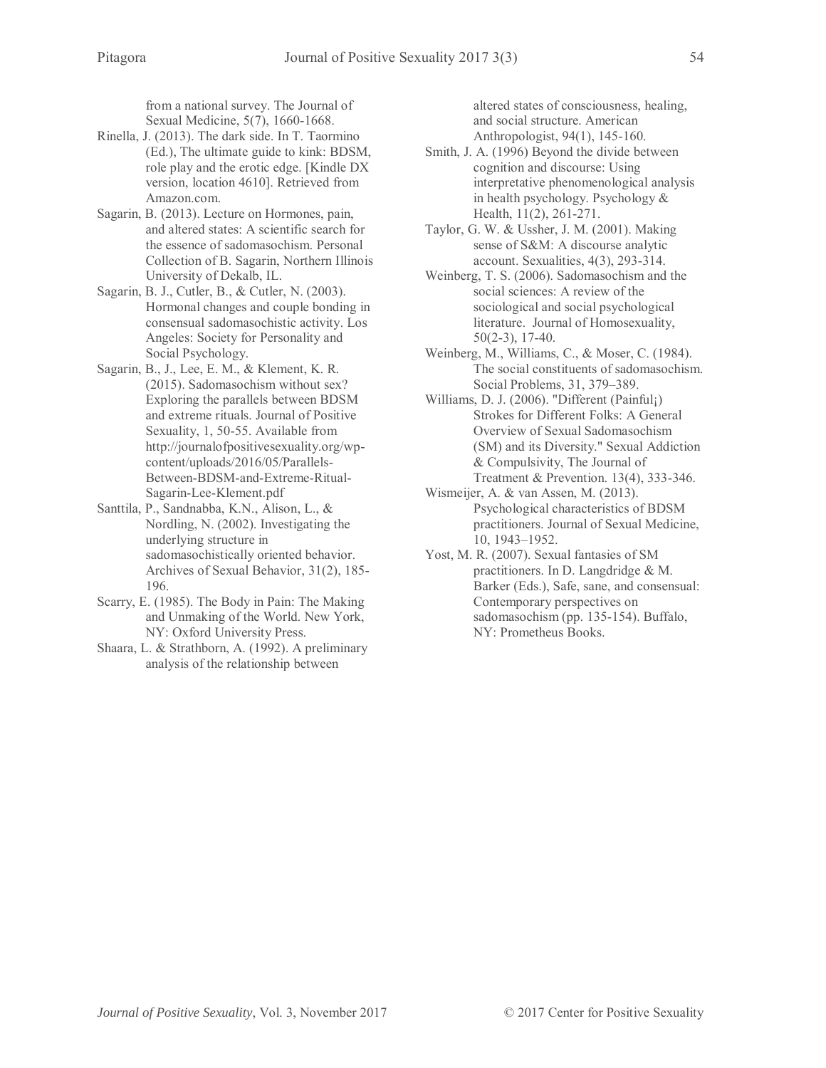from a national survey. The Journal of Sexual Medicine, 5(7), 1660-1668.

Rinella, J. (2013). The dark side. In T. Taormino (Ed.), The ultimate guide to kink: BDSM, role play and the erotic edge. [Kindle DX version, location 4610]. Retrieved from Amazon.com.

Sagarin, B. (2013). Lecture on Hormones, pain, and altered states: A scientific search for the essence of sadomasochism. Personal Collection of B. Sagarin, Northern Illinois University of Dekalb, IL.

Sagarin, B. J., Cutler, B., & Cutler, N. (2003). Hormonal changes and couple bonding in consensual sadomasochistic activity. Los Angeles: Society for Personality and Social Psychology.

Sagarin, B., J., Lee, E. M., & Klement, K. R. (2015). Sadomasochism without sex? Exploring the parallels between BDSM and extreme rituals. Journal of Positive Sexuality, 1, 50-55. Available from http://journalofpositivesexuality.org/wp-content/uploads/2016/05/Parallels-Between-BDSM-and-Extreme-Ritual-Sagarin-Lee-Klement.pdf

Santtila, P., Sandnabba, K.N., Alison, L., & Nordling, N. (2002). Investigating the underlying structure in sadomasochistically oriented behavior. Archives of Sexual Behavior, 31(2), 185-196.

Scarry, E. (1985). The Body in Pain: The Making and Unmaking of the World. New York, NY: Oxford University Press.

Shaara, L. & Strathborn, A. (1992). A preliminary analysis of the relationship between altered states of consciousness, healing, and social structure. American Anthropologist, 94(1), 145-160.

Smith, J. A. (1996) Beyond the divide between cognition and discourse: Using interpretative phenomenological analysis in health psychology. Psychology & Health, 11(2), 261-271.

Taylor, G. W. & Ussher, J. M. (2001). Making sense of S&M: A discourse analytic account. Sexualities, 4(3), 293-314.

Weinberg, T. S. (2006). Sadomasochism and the social sciences: A review of the sociological and social psychological literature. Journal of Homosexuality, 50(2-3), 17-40.

Weinberg, M., Williams, C., & Moser, C. (1984). The social constituents of sadomasochism. Social Problems, 31, 379–389.

Williams, D. J. (2006). "Different (Painful¡) Strokes for Different Folks: A General Overview of Sexual Sadomasochism (SM) and its Diversity." Sexual Addiction & Compulsivity, The Journal of Treatment & Prevention. 13(4), 333-346.

Wismeijer, A. & van Assen, M. (2013). Psychological characteristics of BDSM practitioners. Journal of Sexual Medicine, 10, 1943–1952.

Yost, M. R. (2007). Sexual fantasies of SM practitioners. In D. Langdridge & M. Barker (Eds.), Safe, sane, and consensual: Contemporary perspectives on sadomasochism (pp. 135-154). Buffalo, NY: Prometheus Books.